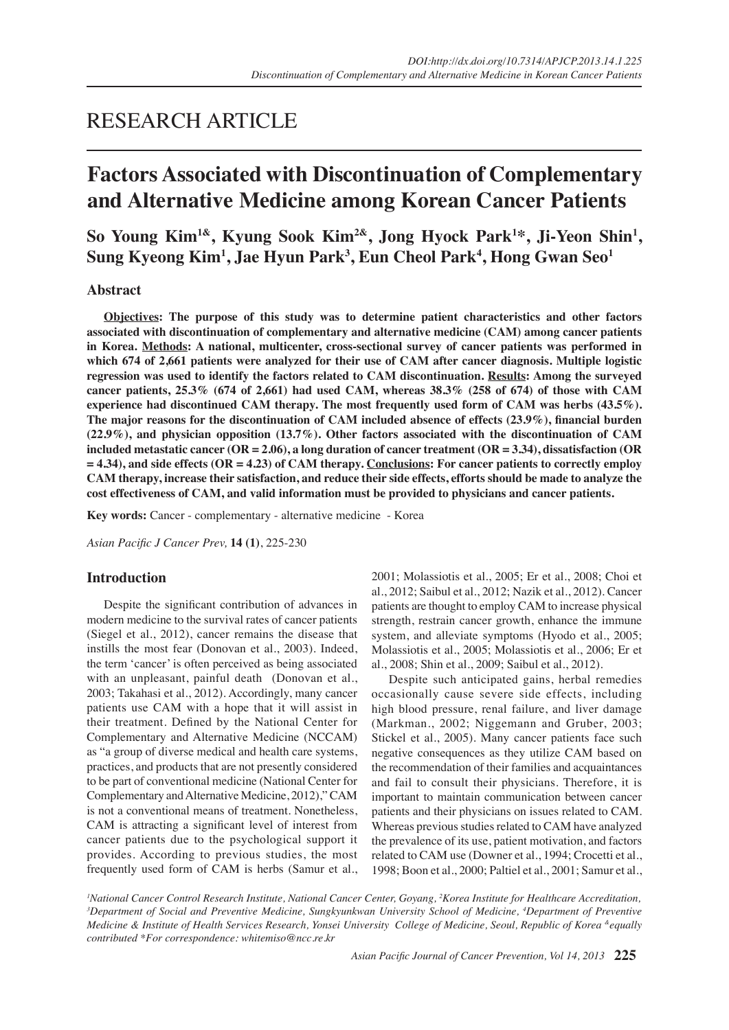# RESEARCH ARTICLE

# Factors Associated with Discontinuation of Complementary and Alternative Medicine among Korean Cancer Patients

**So Young Kim[1&], Kyung Sook Kim[2&], Jong Hyock Park[1*], Ji-Yeon Shin[1], Sung Kyeong Kim[1], Jae Hyun Park[3], Eun Cheol Park[4], Hong Gwan Seo[1]**

## Abstract

**Objectives: The purpose of this study was to determine patient characteristics and other factors associated with discontinuation of complementary and alternative medicine (CAM) among cancer patients in Korea. Methods: A national, multicenter, cross-sectional survey of cancer patients was performed in which 674 of 2,661 patients were analyzed for their use of CAM after cancer diagnosis. Multiple logistic regression was used to identify the factors related to CAM discontinuation. Results: Among the surveyed cancer patients, 25.3% (674 of 2,661) had used CAM, whereas 38.3% (258 of 674) of those with CAM experience had discontinued CAM therapy. The most frequently used form of CAM was herbs (43.5%). The major reasons for the discontinuation of CAM included absence of effects (23.9%), financial burden (22.9%), and physician opposition (13.7%). Other factors associated with the discontinuation of CAM included metastatic cancer (OR = 2.06), a long duration of cancer treatment (OR = 3.34), dissatisfaction (OR = 4.34), and side effects (OR = 4.23) of CAM therapy. Conclusions: For cancer patients to correctly employ CAM therapy, increase their satisfaction, and reduce their side effects, efforts should be made to analyze the cost effectiveness of CAM, and valid information must be provided to physicians and cancer patients.**

**Key words:** Cancer - complementary - alternative medicine - Korea

*Asian Pacific J Cancer Prev,* **14 (1)**, 225-230

## Introduction

Despite the significant contribution of advances in modern medicine to the survival rates of cancer patients (Siegel et al., 2012), cancer remains the disease that instills the most fear (Donovan et al., 2003). Indeed, the term 'cancer' is often perceived as being associated with an unpleasant, painful death (Donovan et al., 2003; Takahasi et al., 2012). Accordingly, many cancer patients use CAM with a hope that it will assist in their treatment. Defined by the National Center for Complementary and Alternative Medicine (NCCAM) as "a group of diverse medical and health care systems, practices, and products that are not presently considered to be part of conventional medicine (National Center for Complementary and Alternative Medicine, 2012)," CAM is not a conventional means of treatment. Nonetheless, CAM is attracting a significant level of interest from cancer patients due to the psychological support it provides. According to previous studies, the most frequently used form of CAM is herbs (Samur et al., 2001; Molassiotis et al., 2005; Er et al., 2008; Choi et al., 2012; Saibul et al., 2012; Nazik et al., 2012). Cancer patients are thought to employ CAM to increase physical strength, restrain cancer growth, enhance the immune system, and alleviate symptoms (Hyodo et al., 2005; Molassiotis et al., 2005; Molassiotis et al., 2006; Er et al., 2008; Shin et al., 2009; Saibul et al., 2012).

Despite such anticipated gains, herbal remedies occasionally cause severe side effects, including high blood pressure, renal failure, and liver damage (Markman., 2002; Niggemann and Gruber, 2003; Stickel et al., 2005). Many cancer patients face such negative consequences as they utilize CAM based on the recommendation of their families and acquaintances and fail to consult their physicians. Therefore, it is important to maintain communication between cancer patients and their physicians on issues related to CAM. Whereas previous studies related to CAM have analyzed the prevalence of its use, patient motivation, and factors related to CAM use (Downer et al., 1994; Crocetti et al., 1998; Boon et al., 2000; Paltiel et al., 2001; Samur et al.,

[1]National Cancer Control Research Institute, National Cancer Center, Goyang, [2]Korea Institute for Healthcare Accreditation, [3]Department of Social and Preventive Medicine, Sungkyunkwan University School of Medicine, [4]Department of Preventive Medicine & Institute of Health Services Research, Yonsei University College of Medicine, Seoul, Republic of Korea [&]equally contributed *For correspondence: whitemiso@ncc.re.kr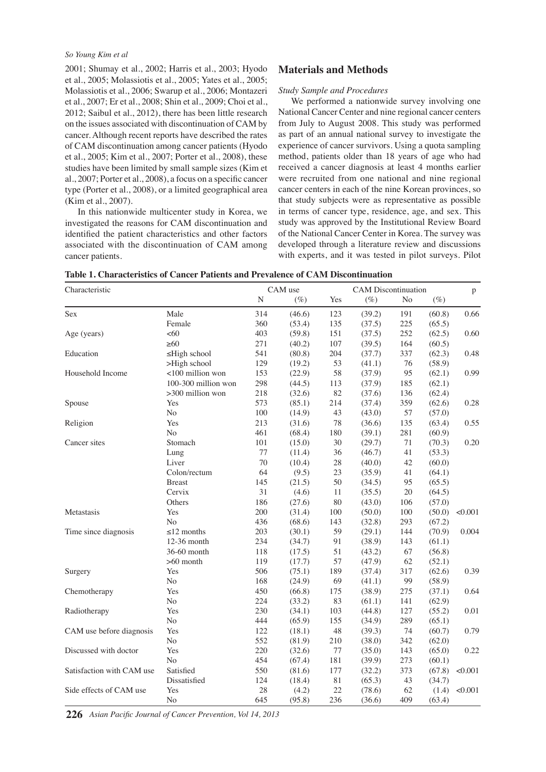2001; Shumay et al., 2002; Harris et al., 2003; Hyodo et al., 2005; Molassiotis et al., 2005; Yates et al., 2005; Molassiotis et al., 2006; Swarup et al., 2006; Montazeri et al., 2007; Er et al., 2008; Shin et al., 2009; Choi et al., 2012; Saibul et al., 2012), there has been little research on the issues associated with discontinuation of CAM by cancer. Although recent reports have described the rates of CAM discontinuation among cancer patients (Hyodo et al., 2005; Kim et al., 2007; Porter et al., 2008), these studies have been limited by small sample sizes (Kim et al., 2007; Porter et al., 2008), a focus on a specific cancer type (Porter et al., 2008), or a limited geographical area (Kim et al., 2007).

In this nationwide multicenter study in Korea, we investigated the reasons for CAM discontinuation and identified the patient characteristics and other factors associated with the discontinuation of CAM among cancer patients.

## Materials and Methods

*Study Sample and Procedures*

We performed a nationwide survey involving one National Cancer Center and nine regional cancer centers from July to August 2008. This study was performed as part of an annual national survey to investigate the experience of cancer survivors. Using a quota sampling method, patients older than 18 years of age who had received a cancer diagnosis at least 4 months earlier were recruited from one national and nine regional cancer centers in each of the nine Korean provinces, so that study subjects were as representative as possible in terms of cancer type, residence, age, and sex. This study was approved by the Institutional Review Board of the National Cancer Center in Korea. The survey was developed through a literature review and discussions with experts, and it was tested in pilot surveys. Pilot

**Table 1. Characteristics of Cancer Patients and Prevalence of CAM Discontinuation**

| Characteristic | | CAM use | | CAM Discontinuation | | | | p |
|---|---|---|---|---|---|---|---|---|
| | | N | (%) | Yes | (%) | No | (%) | |
| Sex | Male | 314 | (46.6) | 123 | (39.2) | 191 | (60.8) | 0.66 |
| | Female | 360 | (53.4) | 135 | (37.5) | 225 | (65.5) | |
| Age (years) | <60 | 403 | (59.8) | 151 | (37.5) | 252 | (62.5) | 0.60 |
| | ≥60 | 271 | (40.2) | 107 | (39.5) | 164 | (60.5) | |
| Education | ≤High school | 541 | (80.8) | 204 | (37.7) | 337 | (62.3) | 0.48 |
| | >High school | 129 | (19.2) | 53 | (41.1) | 76 | (58.9) | |
| Household Income | <100 million won | 153 | (22.9) | 58 | (37.9) | 95 | (62.1) | 0.99 |
| | 100-300 million won | 298 | (44.5) | 113 | (37.9) | 185 | (62.1) | |
| | >300 million won | 218 | (32.6) | 82 | (37.6) | 136 | (62.4) | |
| Spouse | Yes | 573 | (85.1) | 214 | (37.4) | 359 | (62.6) | 0.28 |
| | No | 100 | (14.9) | 43 | (43.0) | 57 | (57.0) | |
| Religion | Yes | 213 | (31.6) | 78 | (36.6) | 135 | (63.4) | 0.55 |
| | No | 461 | (68.4) | 180 | (39.1) | 281 | (60.9) | |
| Cancer sites | Stomach | 101 | (15.0) | 30 | (29.7) | 71 | (70.3) | 0.20 |
| | Lung | 77 | (11.4) | 36 | (46.7) | 41 | (53.3) | |
| | Liver | 70 | (10.4) | 28 | (40.0) | 42 | (60.0) | |
| | Colon/rectum | 64 | (9.5) | 23 | (35.9) | 41 | (64.1) | |
| | Breast | 145 | (21.5) | 50 | (34.5) | 95 | (65.5) | |
| | Cervix | 31 | (4.6) | 11 | (35.5) | 20 | (64.5) | |
| | Others | 186 | (27.6) | 80 | (43.0) | 106 | (57.0) | |
| Metastasis | Yes | 200 | (31.4) | 100 | (50.0) | 100 | (50.0) | <0.001 |
| | No | 436 | (68.6) | 143 | (32.8) | 293 | (67.2) | |
| Time since diagnosis | ≤12 months | 203 | (30.1) | 59 | (29.1) | 144 | (70.9) | 0.004 |
| | 12-36 month | 234 | (34.7) | 91 | (38.9) | 143 | (61.1) | |
| | 36-60 month | 118 | (17.5) | 51 | (43.2) | 67 | (56.8) | |
| | >60 month | 119 | (17.7) | 57 | (47.9) | 62 | (52.1) | |
| Surgery | Yes | 506 | (75.1) | 189 | (37.4) | 317 | (62.6) | 0.39 |
| | No | 168 | (24.9) | 69 | (41.1) | 99 | (58.9) | |
| Chemotherapy | Yes | 450 | (66.8) | 175 | (38.9) | 275 | (37.1) | 0.64 |
| | No | 224 | (33.2) | 83 | (61.1) | 141 | (62.9) | |
| Radiotherapy | Yes | 230 | (34.1) | 103 | (44.8) | 127 | (55.2) | 0.01 |
| | No | 444 | (65.9) | 155 | (34.9) | 289 | (65.1) | |
| CAM use before diagnosis | Yes | 122 | (18.1) | 48 | (39.3) | 74 | (60.7) | 0.79 |
| | No | 552 | (81.9) | 210 | (38.0) | 342 | (62.0) | |
| Discussed with doctor | Yes | 220 | (32.6) | 77 | (35.0) | 143 | (65.0) | 0.22 |
| | No | 454 | (67.4) | 181 | (39.9) | 273 | (60.1) | |
| Satisfaction with CAM use | Satisfied | 550 | (81.6) | 177 | (32.2) | 373 | (67.8) | <0.001 |
| | Dissatisfied | 124 | (18.4) | 81 | (65.3) | 43 | (34.7) | |
| Side effects of CAM use | Yes | 28 | (4.2) | 22 | (78.6) | 62 | (1.4) | <0.001 |
| | No | 645 | (95.8) | 236 | (36.6) | 409 | (63.4) | |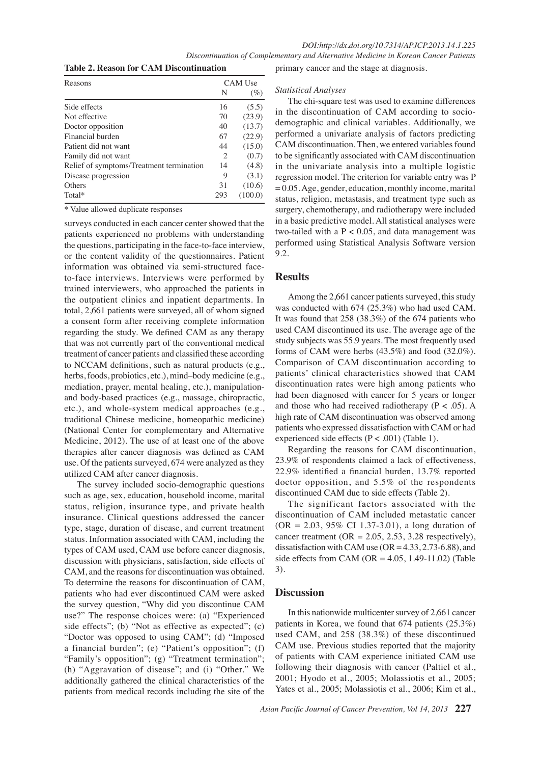**Table 2. Reason for CAM Discontinuation**

| Reasons | CAM Use | |
|---|---|---|
| | N | (%) |
| Side effects | 16 | (5.5) |
| Not effective | 70 | (23.9) |
| Doctor opposition | 40 | (13.7) |
| Financial burden | 67 | (22.9) |
| Patient did not want | 44 | (15.0) |
| Family did not want | 2 | (0.7) |
| Relief of symptoms/Treatment termination | 14 | (4.8) |
| Disease progression | 9 | (3.1) |
| Others | 31 | (10.6) |
| Total* | 293 | (100.0) |

* Value allowed duplicate responses

surveys conducted in each cancer center showed that the patients experienced no problems with understanding the questions, participating in the face-to-face interview, or the content validity of the questionnaires. Patient information was obtained via semi-structured face-to-face interviews. Interviews were performed by trained interviewers, who approached the patients in the outpatient clinics and inpatient departments. In total, 2,661 patients were surveyed, all of whom signed a consent form after receiving complete information regarding the study. We defined CAM as any therapy that was not currently part of the conventional medical treatment of cancer patients and classified these according to NCCAM definitions, such as natural products (e.g., herbs, foods, probiotics, etc.), mind–body medicine (e.g., mediation, prayer, mental healing, etc.), manipulation- and body-based practices (e.g., massage, chiropractic, etc.), and whole-system medical approaches (e.g., traditional Chinese medicine, homeopathic medicine) (National Center for complementary and Alternative Medicine, 2012). The use of at least one of the above therapies after cancer diagnosis was defined as CAM use. Of the patients surveyed, 674 were analyzed as they utilized CAM after cancer diagnosis.

The survey included socio-demographic questions such as age, sex, education, household income, marital status, religion, insurance type, and private health insurance. Clinical questions addressed the cancer type, stage, duration of disease, and current treatment status. Information associated with CAM, including the types of CAM used, CAM use before cancer diagnosis, discussion with physicians, satisfaction, side effects of CAM, and the reasons for discontinuation was obtained. To determine the reasons for discontinuation of CAM, patients who had ever discontinued CAM were asked the survey question, "Why did you discontinue CAM use?" The response choices were: (a) "Experienced side effects"; (b) "Not as effective as expected"; (c) "Doctor was opposed to using CAM"; (d) "Imposed a financial burden"; (e) "Patient's opposition"; (f) "Family's opposition"; (g) "Treatment termination"; (h) "Aggravation of disease"; and (i) "Other." We additionally gathered the clinical characteristics of the patients from medical records including the site of the primary cancer and the stage at diagnosis.

*Statistical Analyses*

The chi-square test was used to examine differences in the discontinuation of CAM according to socio-demographic and clinical variables. Additionally, we performed a univariate analysis of factors predicting CAM discontinuation. Then, we entered variables found to be significantly associated with CAM discontinuation in the univariate analysis into a multiple logistic regression model. The criterion for variable entry was $P = 0.05$. Age, gender, education, monthly income, marital status, religion, metastasis, and treatment type such as surgery, chemotherapy, and radiotherapy were included in a basic predictive model. All statistical analyses were two-tailed with a $P < 0.05$, and data management was performed using Statistical Analysis Software version 9.2.

## Results

Among the 2,661 cancer patients surveyed, this study was conducted with 674 (25.3%) who had used CAM. It was found that 258 (38.3%) of the 674 patients who used CAM discontinued its use. The average age of the study subjects was 55.9 years. The most frequently used forms of CAM were herbs (43.5%) and food (32.0%). Comparison of CAM discontinuation according to patients' clinical characteristics showed that CAM discontinuation rates were high among patients who had been diagnosed with cancer for 5 years or longer and those who had received radiotherapy ($P < .05$). A high rate of CAM discontinuation was observed among patients who expressed dissatisfaction with CAM or had experienced side effects ($P < .001$) (Table 1).

Regarding the reasons for CAM discontinuation, 23.9% of respondents claimed a lack of effectiveness, 22.9% identified a financial burden, 13.7% reported doctor opposition, and 5.5% of the respondents discontinued CAM due to side effects (Table 2).

The significant factors associated with the discontinuation of CAM included metastatic cancer (OR = 2.03, 95% CI 1.37-3.01), a long duration of cancer treatment (OR = 2.05, 2.53, 3.28 respectively), dissatisfaction with CAM use (OR = 4.33, 2.73-6.88), and side effects from CAM (OR = 4.05, 1.49-11.02) (Table 3).

## Discussion

In this nationwide multicenter survey of 2,661 cancer patients in Korea, we found that 674 patients (25.3%) used CAM, and 258 (38.3%) of these discontinued CAM use. Previous studies reported that the majority of patients with CAM experience initiated CAM use following their diagnosis with cancer (Paltiel et al., 2001; Hyodo et al., 2005; Molassiotis et al., 2005; Yates et al., 2005; Molassiotis et al., 2006; Kim et al.,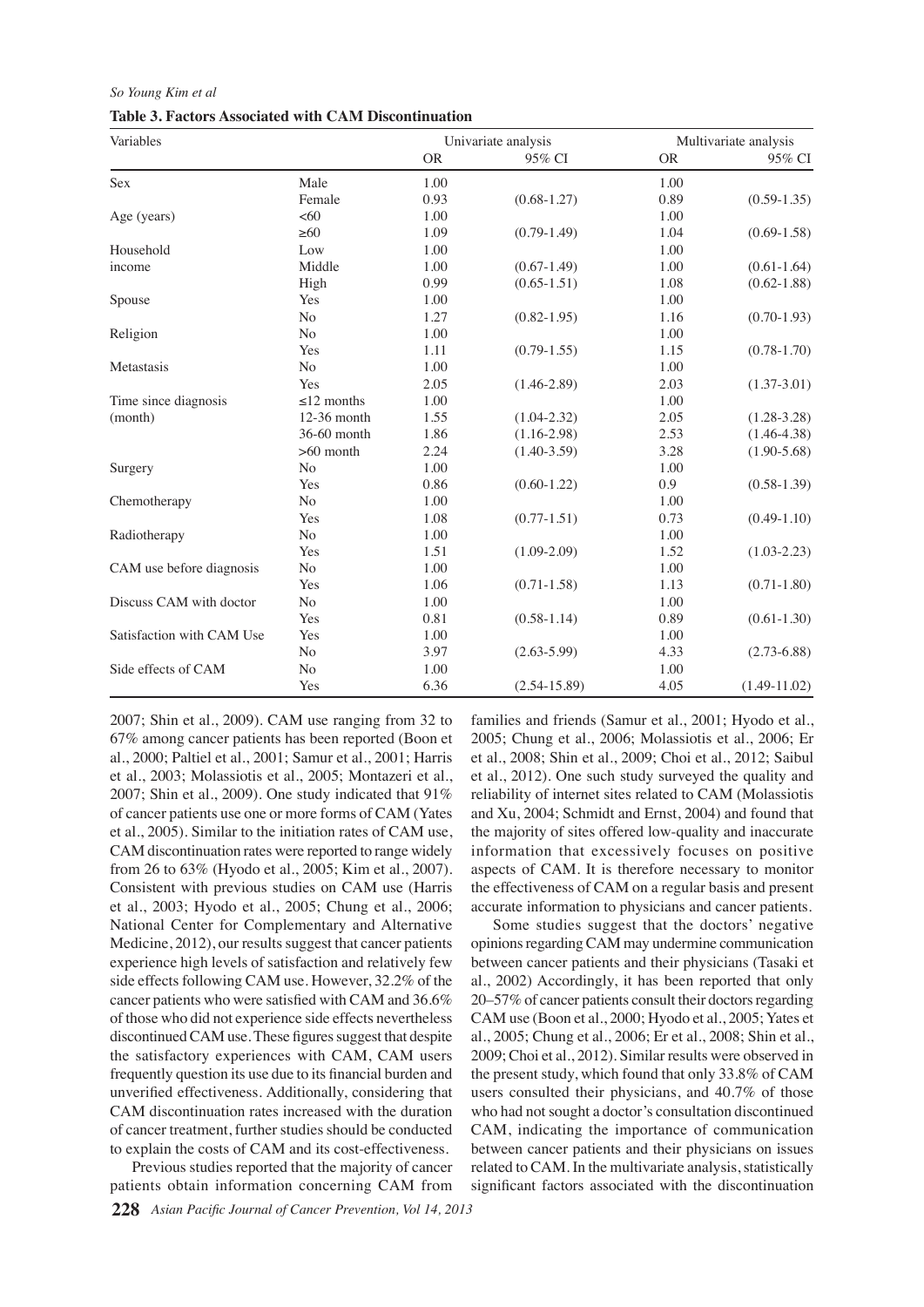**Table 3. Factors Associated with CAM Discontinuation**

| Variables | | Univariate analysis | | Multivariate analysis | |
|---|---|---|---|---|---|
| | | OR | 95% CI | OR | 95% CI |
| Sex | Male | 1.00 | | 1.00 | |
| | Female | 0.93 | (0.68-1.27) | 0.89 | (0.59-1.35) |
| Age (years) | <60 | 1.00 | | 1.00 | |
| | ≥60 | 1.09 | (0.79-1.49) | 1.04 | (0.69-1.58) |
| Household income | Low | 1.00 | | 1.00 | |
| | Middle | 1.00 | (0.67-1.49) | 1.00 | (0.61-1.64) |
| | High | 0.99 | (0.65-1.51) | 1.08 | (0.62-1.88) |
| Spouse | Yes | 1.00 | | 1.00 | |
| | No | 1.27 | (0.82-1.95) | 1.16 | (0.70-1.93) |
| Religion | No | 1.00 | | 1.00 | |
| | Yes | 1.11 | (0.79-1.55) | 1.15 | (0.78-1.70) |
| Metastasis | No | 1.00 | | 1.00 | |
| | Yes | 2.05 | (1.46-2.89) | 2.03 | (1.37-3.01) |
| Time since diagnosis (month) | ≤12 months | 1.00 | | 1.00 | |
| | 12-36 month | 1.55 | (1.04-2.32) | 2.05 | (1.28-3.28) |
| | 36-60 month | 1.86 | (1.16-2.98) | 2.53 | (1.46-4.38) |
| | >60 month | 2.24 | (1.40-3.59) | 3.28 | (1.90-5.68) |
| Surgery | No | 1.00 | | 1.00 | |
| | Yes | 0.86 | (0.60-1.22) | 0.9 | (0.58-1.39) |
| Chemotherapy | No | 1.00 | | 1.00 | |
| | Yes | 1.08 | (0.77-1.51) | 0.73 | (0.49-1.10) |
| Radiotherapy | No | 1.00 | | 1.00 | |
| | Yes | 1.51 | (1.09-2.09) | 1.52 | (1.03-2.23) |
| CAM use before diagnosis | No | 1.00 | | 1.00 | |
| | Yes | 1.06 | (0.71-1.58) | 1.13 | (0.71-1.80) |
| Discuss CAM with doctor | No | 1.00 | | 1.00 | |
| | Yes | 0.81 | (0.58-1.14) | 0.89 | (0.61-1.30) |
| Satisfaction with CAM Use | Yes | 1.00 | | 1.00 | |
| | No | 3.97 | (2.63-5.99) | 4.33 | (2.73-6.88) |
| Side effects of CAM | No | 1.00 | | 1.00 | |
| | Yes | 6.36 | (2.54-15.89) | 4.05 | (1.49-11.02) |

2007; Shin et al., 2009). CAM use ranging from 32 to 67% among cancer patients has been reported (Boon et al., 2000; Paltiel et al., 2001; Samur et al., 2001; Harris et al., 2003; Molassiotis et al., 2005; Montazeri et al., 2007; Shin et al., 2009). One study indicated that 91% of cancer patients use one or more forms of CAM (Yates et al., 2005). Similar to the initiation rates of CAM use, CAM discontinuation rates were reported to range widely from 26 to 63% (Hyodo et al., 2005; Kim et al., 2007). Consistent with previous studies on CAM use (Harris et al., 2003; Hyodo et al., 2005; Chung et al., 2006; National Center for Complementary and Alternative Medicine, 2012), our results suggest that cancer patients experience high levels of satisfaction and relatively few side effects following CAM use. However, 32.2% of the cancer patients who were satisfied with CAM and 36.6% of those who did not experience side effects nevertheless discontinued CAM use. These figures suggest that despite the satisfactory experiences with CAM, CAM users frequently question its use due to its financial burden and unverified effectiveness. Additionally, considering that CAM discontinuation rates increased with the duration of cancer treatment, further studies should be conducted to explain the costs of CAM and its cost-effectiveness.

Previous studies reported that the majority of cancer patients obtain information concerning CAM from families and friends (Samur et al., 2001; Hyodo et al., 2005; Chung et al., 2006; Molassiotis et al., 2006; Er et al., 2008; Shin et al., 2009; Choi et al., 2012; Saibul et al., 2012). One such study surveyed the quality and reliability of internet sites related to CAM (Molassiotis and Xu, 2004; Schmidt and Ernst, 2004) and found that the majority of sites offered low-quality and inaccurate information that excessively focuses on positive aspects of CAM. It is therefore necessary to monitor the effectiveness of CAM on a regular basis and present accurate information to physicians and cancer patients.

Some studies suggest that the doctors' negative opinions regarding CAM may undermine communication between cancer patients and their physicians (Tasaki et al., 2002) Accordingly, it has been reported that only 20–57% of cancer patients consult their doctors regarding CAM use (Boon et al., 2000; Hyodo et al., 2005; Yates et al., 2005; Chung et al., 2006; Er et al., 2008; Shin et al., 2009; Choi et al., 2012). Similar results were observed in the present study, which found that only 33.8% of CAM users consulted their physicians, and 40.7% of those who had not sought a doctor's consultation discontinued CAM, indicating the importance of communication between cancer patients and their physicians on issues related to CAM. In the multivariate analysis, statistically significant factors associated with the discontinuation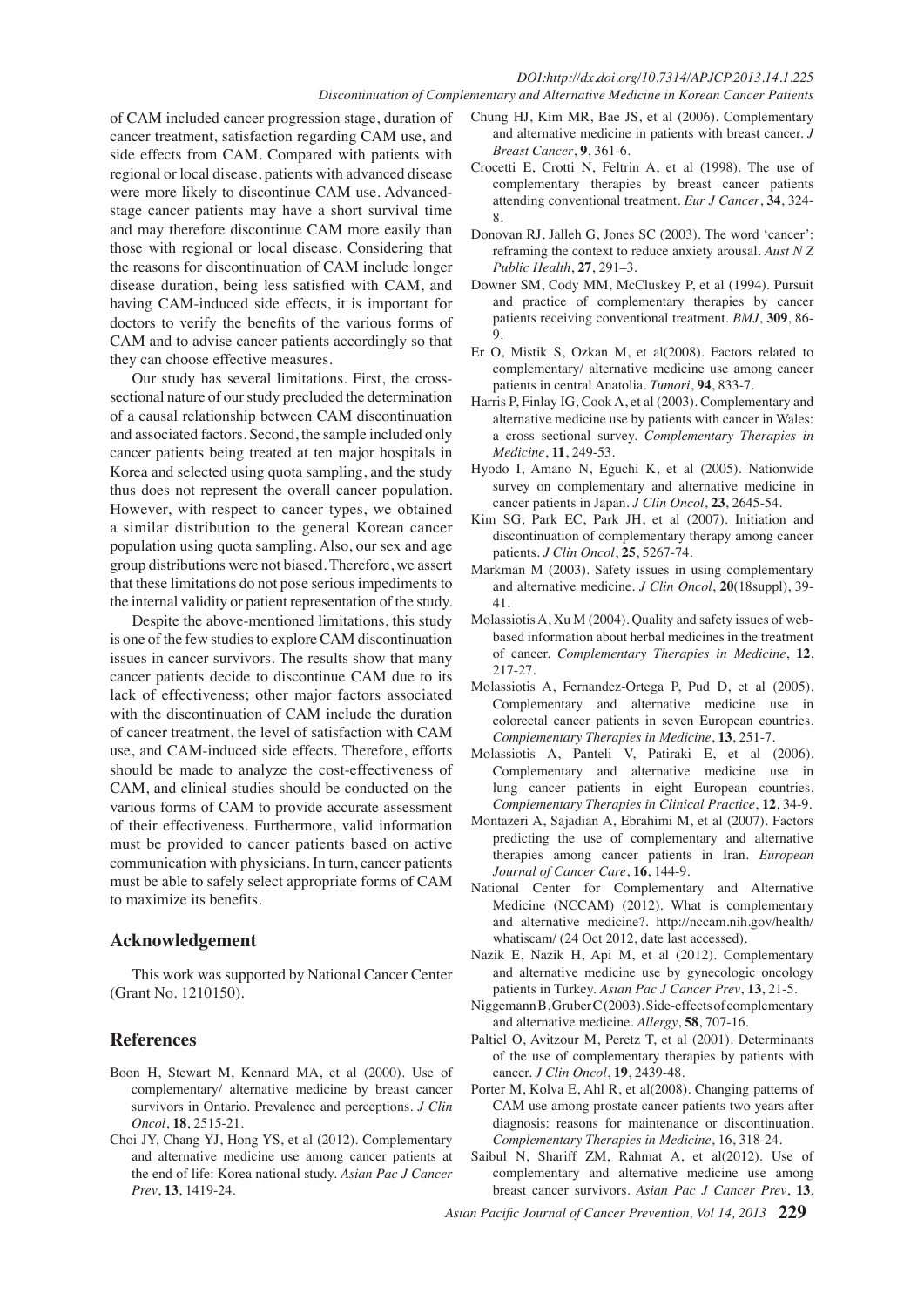of CAM included cancer progression stage, duration of cancer treatment, satisfaction regarding CAM use, and side effects from CAM. Compared with patients with regional or local disease, patients with advanced disease were more likely to discontinue CAM use. Advanced-stage cancer patients may have a short survival time and may therefore discontinue CAM more easily than those with regional or local disease. Considering that the reasons for discontinuation of CAM include longer disease duration, being less satisfied with CAM, and having CAM-induced side effects, it is important for doctors to verify the benefits of the various forms of CAM and to advise cancer patients accordingly so that they can choose effective measures.

Our study has several limitations. First, the cross-sectional nature of our study precluded the determination of a causal relationship between CAM discontinuation and associated factors. Second, the sample included only cancer patients being treated at ten major hospitals in Korea and selected using quota sampling, and the study thus does not represent the overall cancer population. However, with respect to cancer types, we obtained a similar distribution to the general Korean cancer population using quota sampling. Also, our sex and age group distributions were not biased. Therefore, we assert that these limitations do not pose serious impediments to the internal validity or patient representation of the study.

Despite the above-mentioned limitations, this study is one of the few studies to explore CAM discontinuation issues in cancer survivors. The results show that many cancer patients decide to discontinue CAM due to its lack of effectiveness; other major factors associated with the discontinuation of CAM include the duration of cancer treatment, the level of satisfaction with CAM use, and CAM-induced side effects. Therefore, efforts should be made to analyze the cost-effectiveness of CAM, and clinical studies should be conducted on the various forms of CAM to provide accurate assessment of their effectiveness. Furthermore, valid information must be provided to cancer patients based on active communication with physicians. In turn, cancer patients must be able to safely select appropriate forms of CAM to maximize its benefits.

## Acknowledgement

This work was supported by National Cancer Center (Grant No. 1210150).

## References

Boon H, Stewart M, Kennard MA, et al (2000). Use of complementary/ alternative medicine by breast cancer survivors in Ontario. Prevalence and perceptions. *J Clin Oncol*, **18**, 2515-21.

Choi JY, Chang YJ, Hong YS, et al (2012). Complementary and alternative medicine use among cancer patients at the end of life: Korea national study. *Asian Pac J Cancer Prev*, **13**, 1419-24.

Chung HJ, Kim MR, Bae JS, et al (2006). Complementary and alternative medicine in patients with breast cancer. *J Breast Cancer*, **9**, 361-6.

Crocetti E, Crotti N, Feltrin A, et al (1998). The use of complementary therapies by breast cancer patients attending conventional treatment. *Eur J Cancer*, **34**, 324-8.

Donovan RJ, Jalleh G, Jones SC (2003). The word 'cancer': reframing the context to reduce anxiety arousal. *Aust N Z Public Health*, **27**, 291–3.

Downer SM, Cody MM, McCluskey P, et al (1994). Pursuit and practice of complementary therapies by cancer patients receiving conventional treatment. *BMJ*, **309**, 86-9.

Er O, Mistik S, Ozkan M, et al(2008). Factors related to complementary/ alternative medicine use among cancer patients in central Anatolia. *Tumori*, **94**, 833-7.

Harris P, Finlay IG, Cook A, et al (2003). Complementary and alternative medicine use by patients with cancer in Wales: a cross sectional survey. *Complementary Therapies in Medicine*, **11**, 249-53.

Hyodo I, Amano N, Eguchi K, et al (2005). Nationwide survey on complementary and alternative medicine in cancer patients in Japan. *J Clin Oncol*, **23**, 2645-54.

Kim SG, Park EC, Park JH, et al (2007). Initiation and discontinuation of complementary therapy among cancer patients. *J Clin Oncol*, **25**, 5267-74.

Markman M (2003). Safety issues in using complementary and alternative medicine. *J Clin Oncol*, **20**(18suppl), 39-41.

Molassiotis A, Xu M (2004). Quality and safety issues of web-based information about herbal medicines in the treatment of cancer. *Complementary Therapies in Medicine*, **12**, 217-27.

Molassiotis A, Fernandez-Ortega P, Pud D, et al (2005). Complementary and alternative medicine use in colorectal cancer patients in seven European countries. *Complementary Therapies in Medicine*, **13**, 251-7.

Molassiotis A, Panteli V, Patiraki E, et al (2006). Complementary and alternative medicine use in lung cancer patients in eight European countries. *Complementary Therapies in Clinical Practice*, **12**, 34-9.

Montazeri A, Sajadian A, Ebrahimi M, et al (2007). Factors predicting the use of complementary and alternative therapies among cancer patients in Iran. *European Journal of Cancer Care*, **16**, 144-9.

National Center for Complementary and Alternative Medicine (NCCAM) (2012). What is complementary and alternative medicine?. http://nccam.nih.gov/health/whatiscam/ (24 Oct 2012, date last accessed).

Nazik E, Nazik H, Api M, et al (2012). Complementary and alternative medicine use by gynecologic oncology patients in Turkey. *Asian Pac J Cancer Prev*, **13**, 21-5.

Niggemann B, Gruber C (2003). Side-effects of complementary and alternative medicine. *Allergy*, **58**, 707-16.

Paltiel O, Avitzour M, Peretz T, et al (2001). Determinants of the use of complementary therapies by patients with cancer. *J Clin Oncol*, **19**, 2439-48.

Porter M, Kolva E, Ahl R, et al(2008). Changing patterns of CAM use among prostate cancer patients two years after diagnosis: reasons for maintenance or discontinuation. *Complementary Therapies in Medicine*, 16, 318-24.

Saibul N, Shariff ZM, Rahmat A, et al(2012). Use of complementary and alternative medicine use among breast cancer survivors. *Asian Pac J Cancer Prev*, **13**,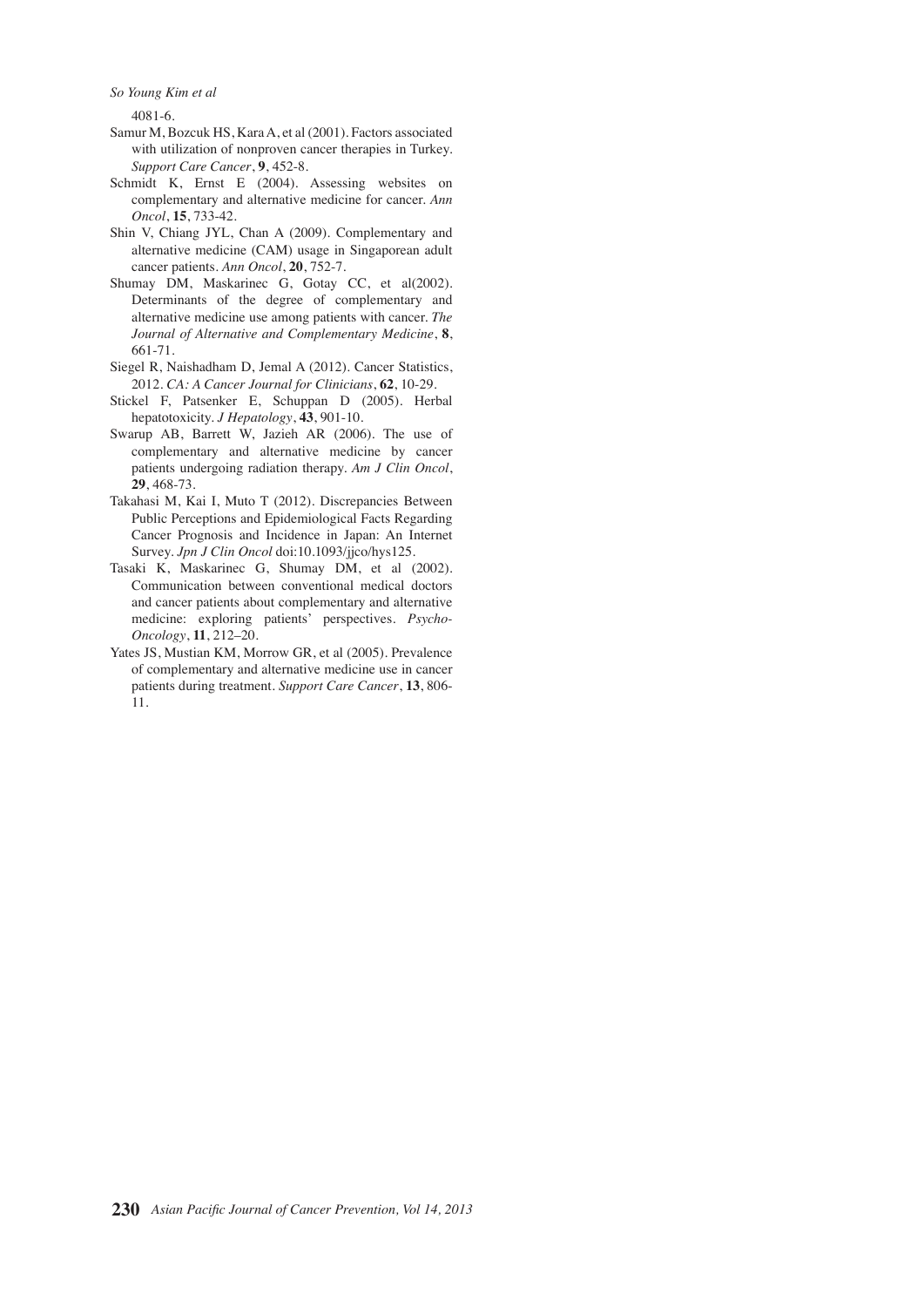4081-6.

Samur M, Bozcuk HS, Kara A, et al (2001). Factors associated with utilization of nonproven cancer therapies in Turkey. *Support Care Cancer*, **9**, 452-8.

Schmidt K, Ernst E (2004). Assessing websites on complementary and alternative medicine for cancer. *Ann Oncol*, **15**, 733-42.

Shin V, Chiang JYL, Chan A (2009). Complementary and alternative medicine (CAM) usage in Singaporean adult cancer patients. *Ann Oncol*, **20**, 752-7.

Shumay DM, Maskarinec G, Gotay CC, et al(2002). Determinants of the degree of complementary and alternative medicine use among patients with cancer. *The Journal of Alternative and Complementary Medicine*, **8**, 661-71.

Siegel R, Naishadham D, Jemal A (2012). Cancer Statistics, 2012. *CA: A Cancer Journal for Clinicians*, **62**, 10-29.

Stickel F, Patsenker E, Schuppan D (2005). Herbal hepatotoxicity. *J Hepatology*, **43**, 901-10.

Swarup AB, Barrett W, Jazieh AR (2006). The use of complementary and alternative medicine by cancer patients undergoing radiation therapy. *Am J Clin Oncol*, **29**, 468-73.

Takahasi M, Kai I, Muto T (2012). Discrepancies Between Public Perceptions and Epidemiological Facts Regarding Cancer Prognosis and Incidence in Japan: An Internet Survey. *Jpn J Clin Oncol* doi:10.1093/jjco/hys125.

Tasaki K, Maskarinec G, Shumay DM, et al (2002). Communication between conventional medical doctors and cancer patients about complementary and alternative medicine: exploring patients' perspectives. *Psycho-Oncology*, **11**, 212–20.

Yates JS, Mustian KM, Morrow GR, et al (2005). Prevalence of complementary and alternative medicine use in cancer patients during treatment. *Support Care Cancer*, **13**, 806-11.